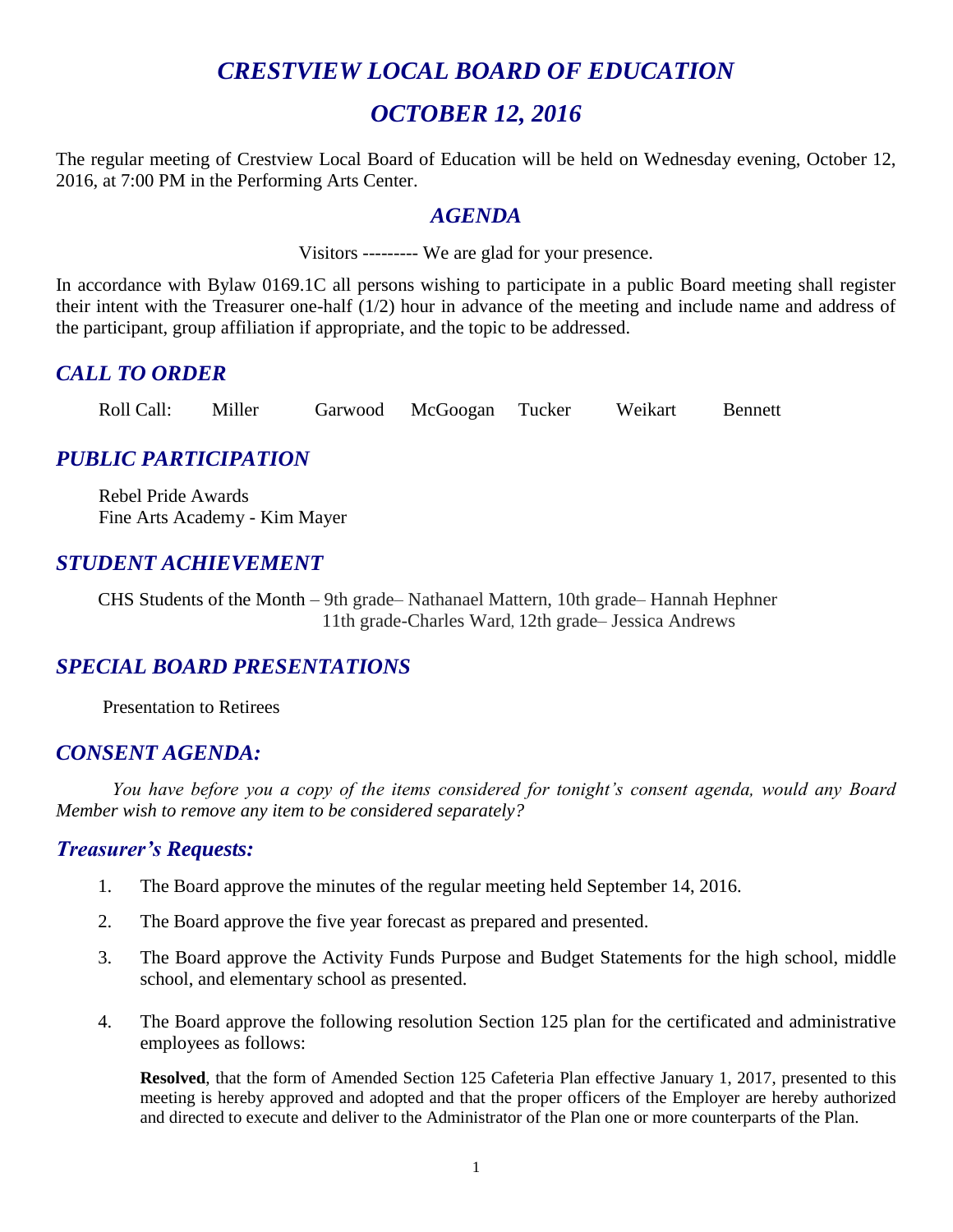# *CRESTVIEW LOCAL BOARD OF EDUCATION*

# *OCTOBER 12, 2016*

The regular meeting of Crestview Local Board of Education will be held on Wednesday evening, October 12, 2016, at 7:00 PM in the Performing Arts Center.

## *AGENDA*

Visitors --------- We are glad for your presence.

In accordance with Bylaw 0169.1C all persons wishing to participate in a public Board meeting shall register their intent with the Treasurer one-half (1/2) hour in advance of the meeting and include name and address of the participant, group affiliation if appropriate, and the topic to be addressed.

## *CALL TO ORDER*

Roll Call: Miller Garwood McGoogan Tucker Weikart Bennett

## *PUBLIC PARTICIPATION*

Rebel Pride Awards
Fine Arts Academy - Kim Mayer

## *STUDENT ACHIEVEMENT*

CHS Students of the Month – 9th grade– Nathanael Mattern, 10th grade– Hannah Hephner
11th grade-Charles Ward, 12th grade– Jessica Andrews

## *SPECIAL BOARD PRESENTATIONS*

Presentation to Retirees

## *CONSENT AGENDA:*

*You have before you a copy of the items considered for tonight's consent agenda, would any Board Member wish to remove any item to be considered separately?*

### *Treasurer's Requests:*

1. The Board approve the minutes of the regular meeting held September 14, 2016.
2. The Board approve the five year forecast as prepared and presented.
3. The Board approve the Activity Funds Purpose and Budget Statements for the high school, middle school, and elementary school as presented.
4. The Board approve the following resolution Section 125 plan for the certificated and administrative employees as follows:

   **Resolved**, that the form of Amended Section 125 Cafeteria Plan effective January 1, 2017, presented to this meeting is hereby approved and adopted and that the proper officers of the Employer are hereby authorized and directed to execute and deliver to the Administrator of the Plan one or more counterparts of the Plan.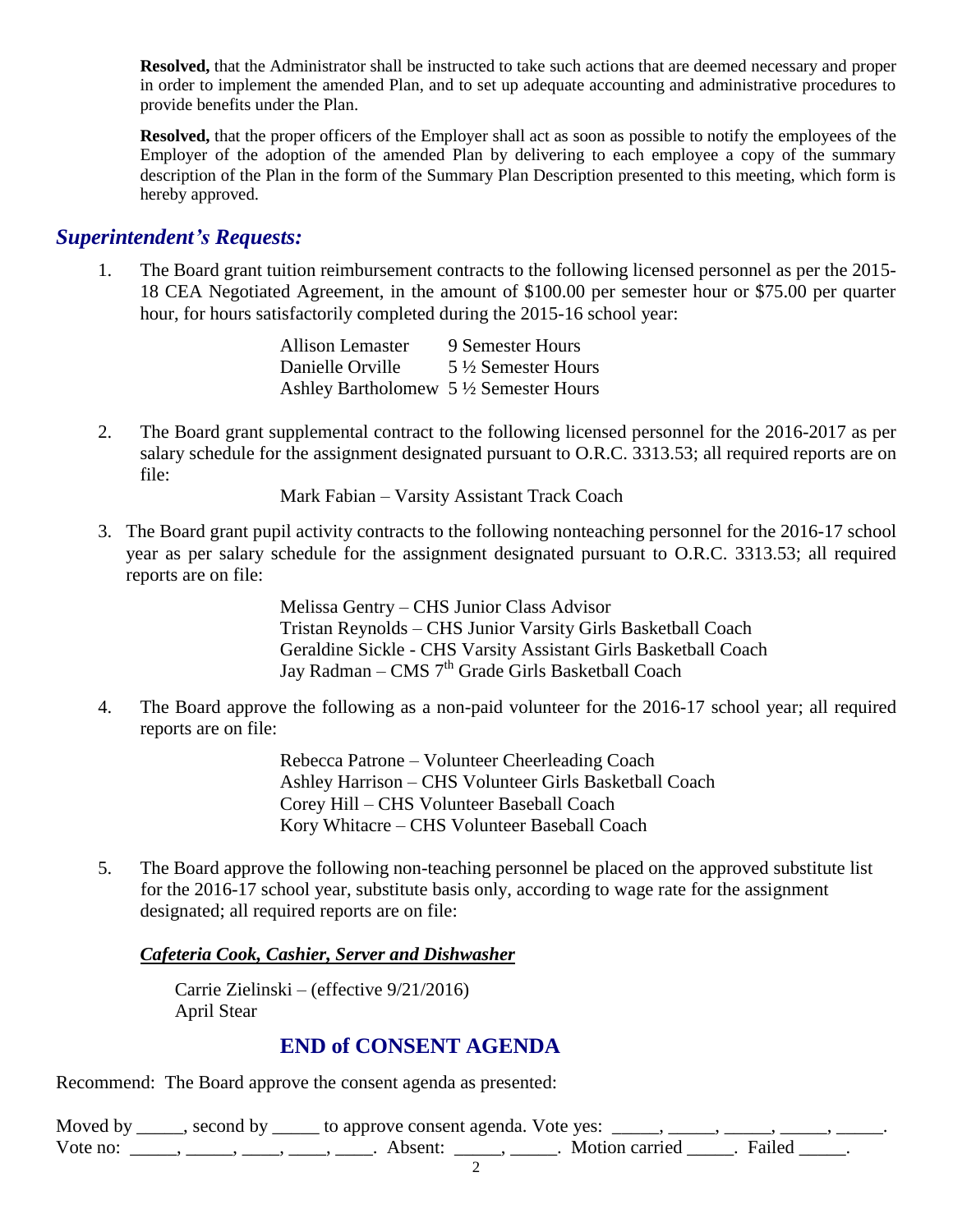**Resolved,** that the Administrator shall be instructed to take such actions that are deemed necessary and proper in order to implement the amended Plan, and to set up adequate accounting and administrative procedures to provide benefits under the Plan.

**Resolved,** that the proper officers of the Employer shall act as soon as possible to notify the employees of the Employer of the adoption of the amended Plan by delivering to each employee a copy of the summary description of the Plan in the form of the Summary Plan Description presented to this meeting, which form is hereby approved.

## *Superintendent's Requests:*

1. The Board grant tuition reimbursement contracts to the following licensed personnel as per the 2015-18 CEA Negotiated Agreement, in the amount of $100.00 per semester hour or $75.00 per quarter hour, for hours satisfactorily completed during the 2015-16 school year:

   Allison Lemaster 9 Semester Hours
   Danielle Orville 5 ½ Semester Hours
   Ashley Bartholomew 5 ½ Semester Hours

2. The Board grant supplemental contract to the following licensed personnel for the 2016-2017 as per salary schedule for the assignment designated pursuant to O.R.C. 3313.53; all required reports are on file:

   Mark Fabian – Varsity Assistant Track Coach

3. The Board grant pupil activity contracts to the following nonteaching personnel for the 2016-17 school year as per salary schedule for the assignment designated pursuant to O.R.C. 3313.53; all required reports are on file:

   Melissa Gentry – CHS Junior Class Advisor
   Tristan Reynolds – CHS Junior Varsity Girls Basketball Coach
   Geraldine Sickle - CHS Varsity Assistant Girls Basketball Coach
   Jay Radman – CMS 7th Grade Girls Basketball Coach

4. The Board approve the following as a non-paid volunteer for the 2016-17 school year; all required reports are on file:

   Rebecca Patrone – Volunteer Cheerleading Coach
   Ashley Harrison – CHS Volunteer Girls Basketball Coach
   Corey Hill – CHS Volunteer Baseball Coach
   Kory Whitacre – CHS Volunteer Baseball Coach

5. The Board approve the following non-teaching personnel be placed on the approved substitute list for the 2016-17 school year, substitute basis only, according to wage rate for the assignment designated; all required reports are on file:

   ***Cafeteria Cook, Cashier, Server and Dishwasher***

   Carrie Zielinski – (effective 9/21/2016)
   April Stear

## END of CONSENT AGENDA

Recommend: The Board approve the consent agenda as presented:

Moved by _____, second by _____ to approve consent agenda. Vote yes: _____, _____, _____, _____, _____.
Vote no: _____, _____, ____, ____, ____. Absent: _____, _____. Motion carried _____. Failed _____.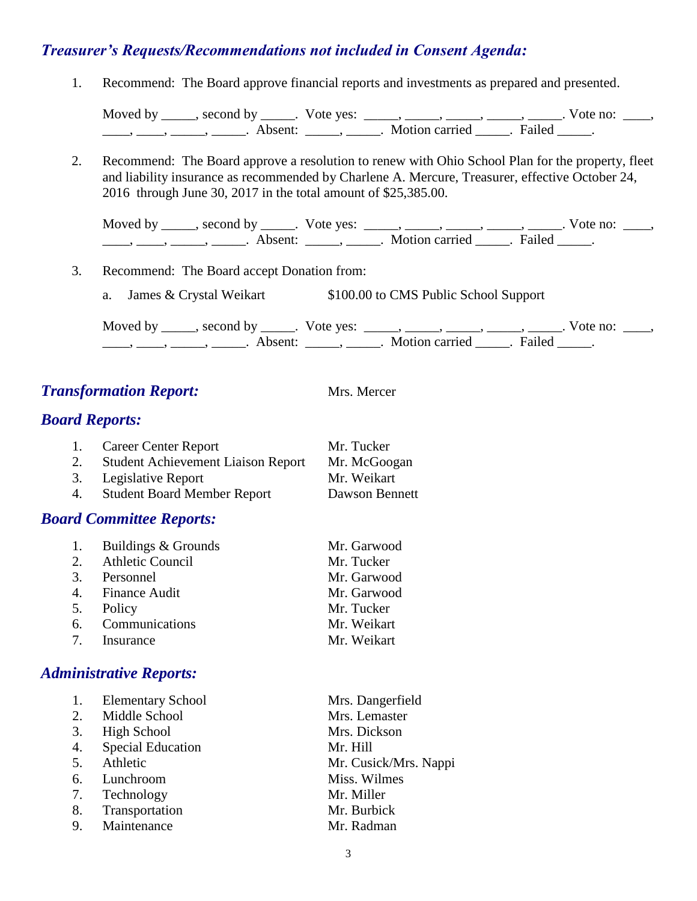## *Treasurer's Requests/Recommendations not included in Consent Agenda:*

1. Recommend: The Board approve financial reports and investments as prepared and presented.

   Moved by _____, second by _____. Vote yes: _____, _____, _____, _____, _____. Vote no: ____, ____, ____, _____, _____. Absent: _____, _____. Motion carried _____. Failed _____.

2. Recommend: The Board approve a resolution to renew with Ohio School Plan for the property, fleet and liability insurance as recommended by Charlene A. Mercure, Treasurer, effective October 24, 2016 through June 30, 2017 in the total amount of $25,385.00.

   Moved by _____, second by _____. Vote yes: _____, _____, _____, _____, _____. Vote no: ____, ____, ____, _____, _____. Absent: _____, _____. Motion carried _____. Failed _____.

3. Recommend: The Board accept Donation from:

   a. James & Crystal Weikart $100.00 to CMS Public School Support

   Moved by _____, second by _____. Vote yes: _____, _____, _____, _____, _____. Vote no: ____, ____, ____, _____, _____. Absent: _____, _____. Motion carried _____. Failed _____.

## *Transformation Report:* Mrs. Mercer

## *Board Reports:*

1. Career Center Report — Mr. Tucker
2. Student Achievement Liaison Report — Mr. McGoogan
3. Legislative Report — Mr. Weikart
4. Student Board Member Report — Dawson Bennett

## *Board Committee Reports:*

1. Buildings & Grounds — Mr. Garwood
2. Athletic Council — Mr. Tucker
3. Personnel — Mr. Garwood
4. Finance Audit — Mr. Garwood
5. Policy — Mr. Tucker
6. Communications — Mr. Weikart
7. Insurance — Mr. Weikart

## *Administrative Reports:*

1. Elementary School — Mrs. Dangerfield
2. Middle School — Mrs. Lemaster
3. High School — Mrs. Dickson
4. Special Education — Mr. Hill
5. Athletic — Mr. Cusick/Mrs. Nappi
6. Lunchroom — Miss. Wilmes
7. Technology — Mr. Miller
8. Transportation — Mr. Burbick
9. Maintenance — Mr. Radman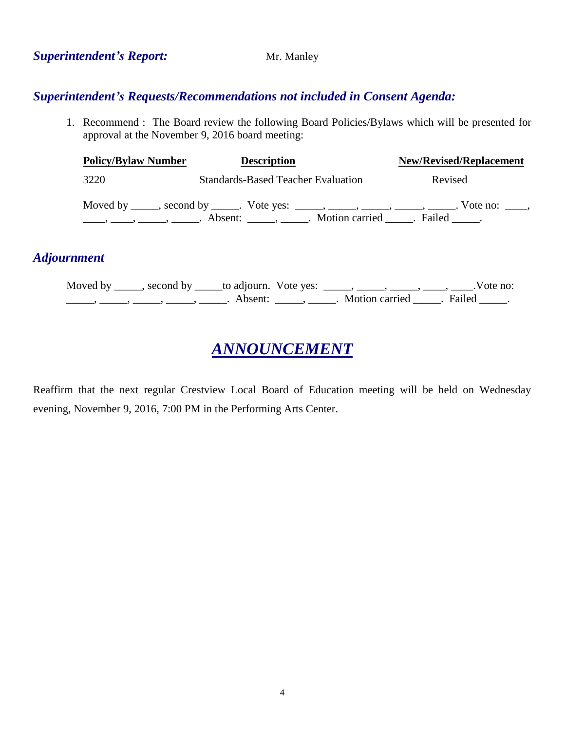***Superintendent's Report:*** Mr. Manley

## *Superintendent's Requests/Recommendations not included in Consent Agenda:*

1. Recommend : The Board review the following Board Policies/Bylaws which will be presented for approval at the November 9, 2016 board meeting:

| Policy/Bylaw Number | Description | New/Revised/Replacement |
|---|---|---|
| 3220 | Standards-Based Teacher Evaluation | Revised |

Moved by _____, second by _____. Vote yes: _____, _____, _____, _____, _____. Vote no: ____, ____, ____, _____, _____. Absent: _____, _____. Motion carried _____. Failed _____.

## *Adjournment*

Moved by _____, second by _____to adjourn. Vote yes: _____, _____, _____, ____, ____.Vote no: _____, _____, _____, _____, _____. Absent: _____, _____. Motion carried _____. Failed _____.

# ***ANNOUNCEMENT***

Reaffirm that the next regular Crestview Local Board of Education meeting will be held on Wednesday evening, November 9, 2016, 7:00 PM in the Performing Arts Center.